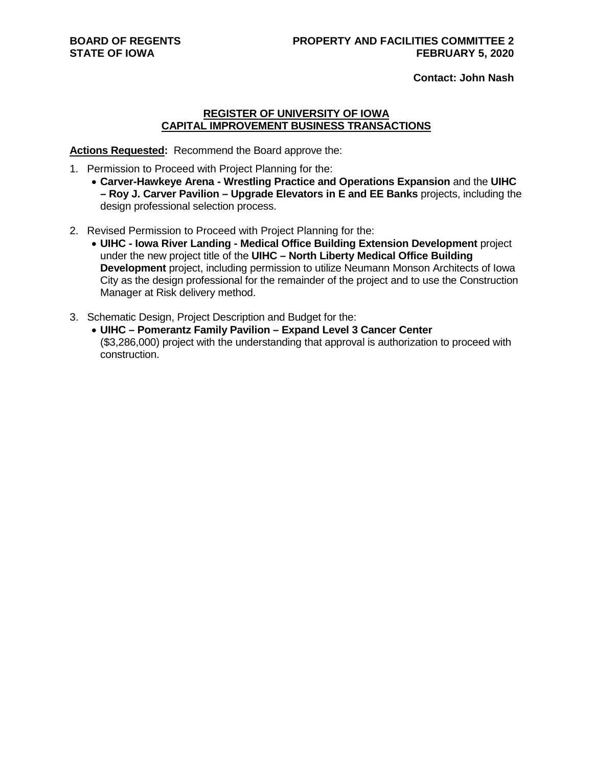**BOARD OF REGENTS**
**STATE OF IOWA**

**PROPERTY AND FACILITIES COMMITTEE 2**
**FEBRUARY 5, 2020**

**Contact: John Nash**

## REGISTER OF UNIVERSITY OF IOWA CAPITAL IMPROVEMENT BUSINESS TRANSACTIONS

**Actions Requested:** Recommend the Board approve the:

1. Permission to Proceed with Project Planning for the:
   - **Carver-Hawkeye Arena - Wrestling Practice and Operations Expansion** and the **UIHC – Roy J. Carver Pavilion – Upgrade Elevators in E and EE Banks** projects, including the design professional selection process.

2. Revised Permission to Proceed with Project Planning for the:
   - **UIHC - Iowa River Landing - Medical Office Building Extension Development** project under the new project title of the **UIHC – North Liberty Medical Office Building Development** project, including permission to utilize Neumann Monson Architects of Iowa City as the design professional for the remainder of the project and to use the Construction Manager at Risk delivery method.

3. Schematic Design, Project Description and Budget for the:
   - **UIHC – Pomerantz Family Pavilion – Expand Level 3 Cancer Center** ($3,286,000) project with the understanding that approval is authorization to proceed with construction.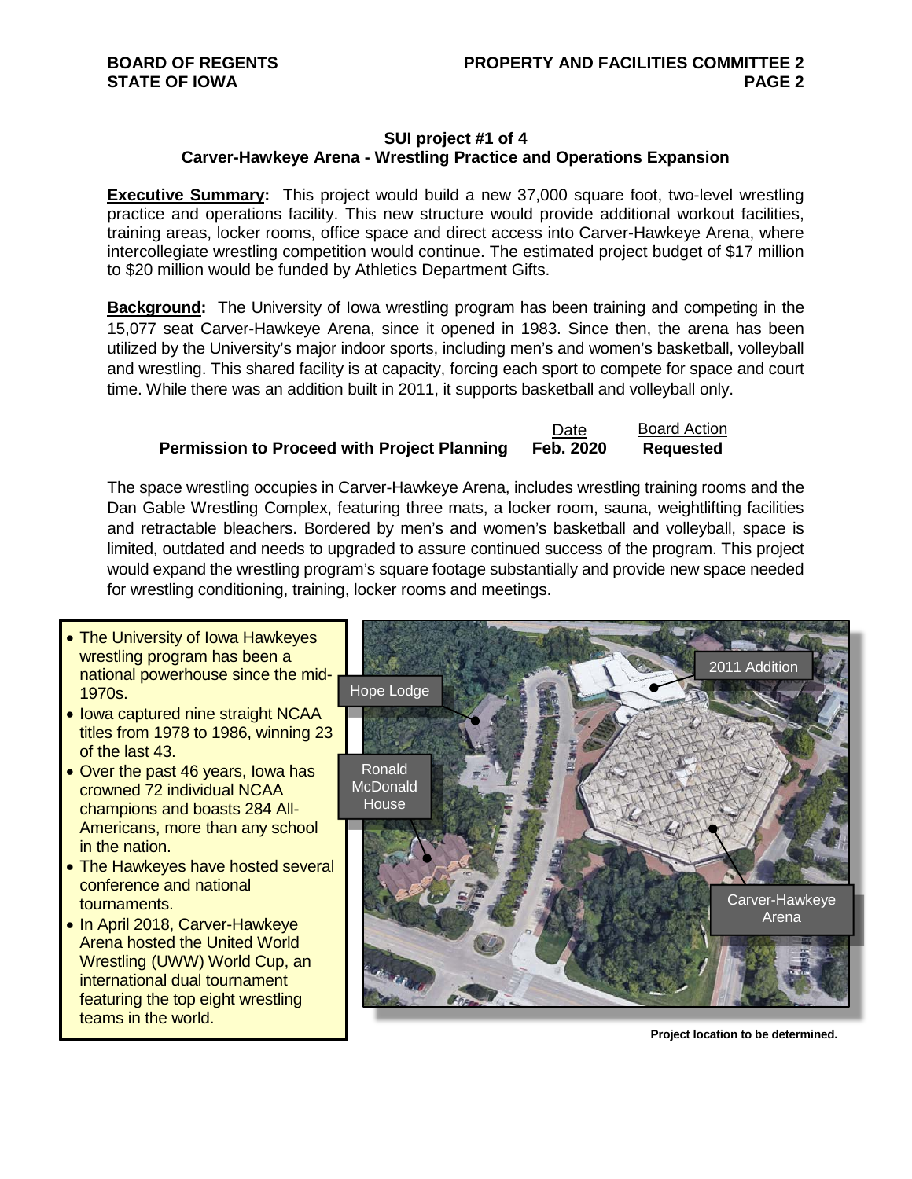**SUI project #1 of 4**
**Carver-Hawkeye Arena - Wrestling Practice and Operations Expansion**

**Executive Summary:** This project would build a new 37,000 square foot, two-level wrestling practice and operations facility. This new structure would provide additional workout facilities, training areas, locker rooms, office space and direct access into Carver-Hawkeye Arena, where intercollegiate wrestling competition would continue. The estimated project budget of $17 million to $20 million would be funded by Athletics Department Gifts.

**Background:** The University of Iowa wrestling program has been training and competing in the 15,077 seat Carver-Hawkeye Arena, since it opened in 1983. Since then, the arena has been utilized by the University's major indoor sports, including men's and women's basketball, volleyball and wrestling. This shared facility is at capacity, forcing each sport to compete for space and court time. While there was an addition built in 2011, it supports basketball and volleyball only.

| | Date | Board Action |
|---|---|---|
| **Permission to Proceed with Project Planning** | **Feb. 2020** | **Requested** |

The space wrestling occupies in Carver-Hawkeye Arena, includes wrestling training rooms and the Dan Gable Wrestling Complex, featuring three mats, a locker room, sauna, weightlifting facilities and retractable bleachers. Bordered by men's and women's basketball and volleyball, space is limited, outdated and needs to upgraded to assure continued success of the program. This project would expand the wrestling program's square footage substantially and provide new space needed for wrestling conditioning, training, locker rooms and meetings.

- The University of Iowa Hawkeyes wrestling program has been a national powerhouse since the mid-1970s.
- Iowa captured nine straight NCAA titles from 1978 to 1986, winning 23 of the last 43.
- Over the past 46 years, Iowa has crowned 72 individual NCAA champions and boasts 284 All-Americans, more than any school in the nation.
- The Hawkeyes have hosted several conference and national tournaments.
- In April 2018, Carver-Hawkeye Arena hosted the United World Wrestling (UWW) World Cup, an international dual tournament featuring the top eight wrestling teams in the world.

Hope Lodge | Ronald McDonald House | 2011 Addition | Carver-Hawkeye Arena

**Project location to be determined.**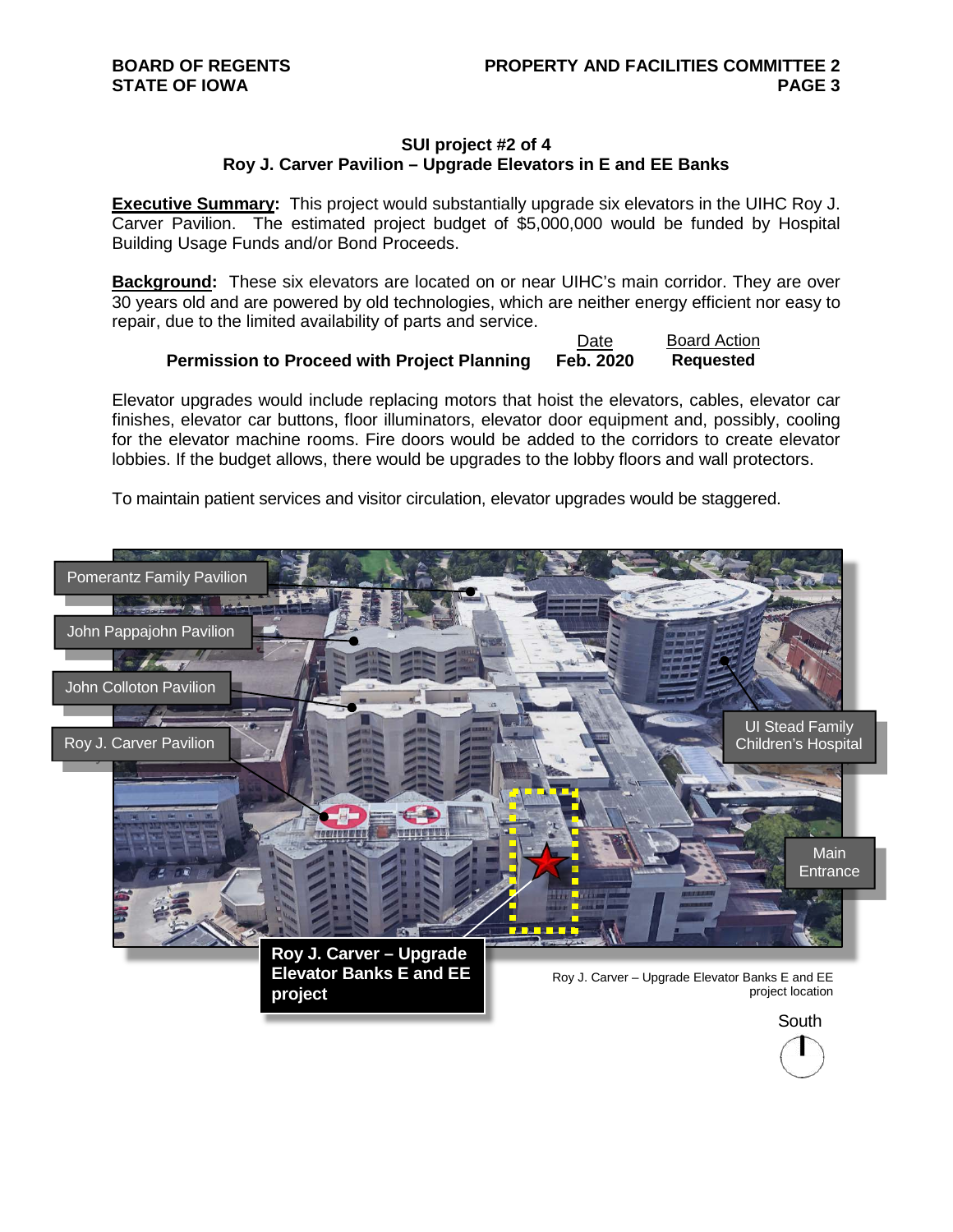## SUI project #2 of 4
## Roy J. Carver Pavilion – Upgrade Elevators in E and EE Banks

**Executive Summary:** This project would substantially upgrade six elevators in the UIHC Roy J. Carver Pavilion. The estimated project budget of $5,000,000 would be funded by Hospital Building Usage Funds and/or Bond Proceeds.

**Background:** These six elevators are located on or near UIHC's main corridor. They are over 30 years old and are powered by old technologies, which are neither energy efficient nor easy to repair, due to the limited availability of parts and service.

| | Date | Board Action |
|---|---|---|
| **Permission to Proceed with Project Planning** | **Feb. 2020** | **Requested** |

Elevator upgrades would include replacing motors that hoist the elevators, cables, elevator car finishes, elevator car buttons, floor illuminators, elevator door equipment and, possibly, cooling for the elevator machine rooms. Fire doors would be added to the corridors to create elevator lobbies. If the budget allows, there would be upgrades to the lobby floors and wall protectors.

To maintain patient services and visitor circulation, elevator upgrades would be staggered.

Roy J. Carver – Upgrade Elevator Banks E and EE project location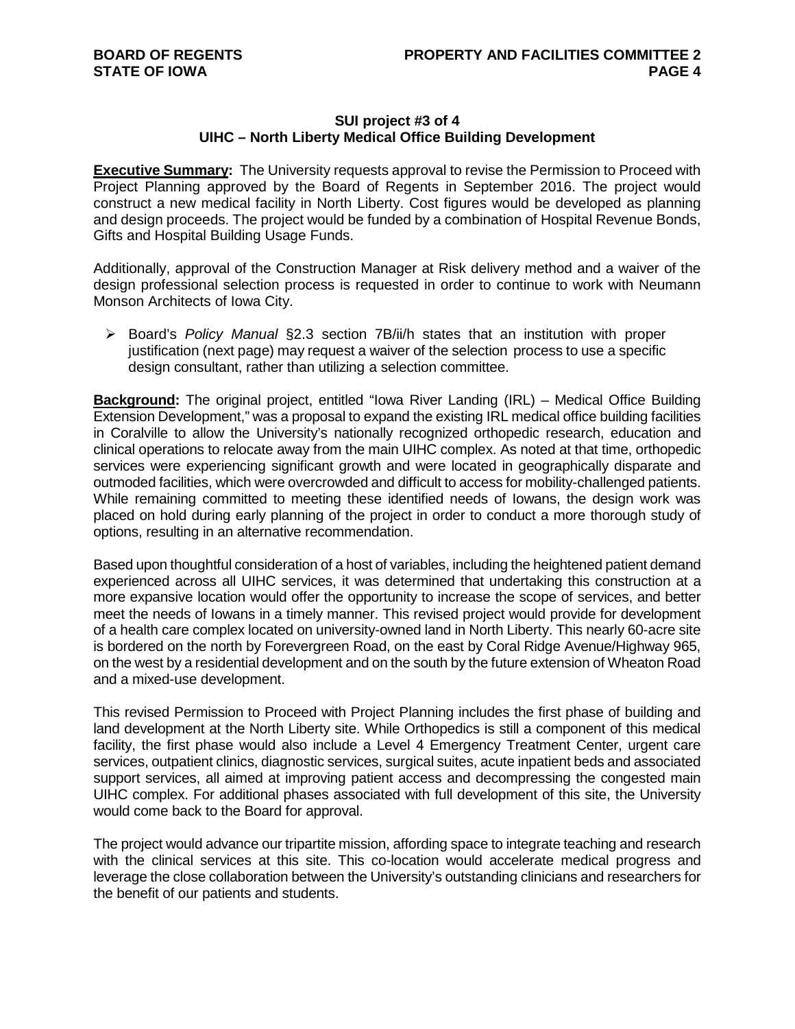**SUI project #3 of 4**
**UIHC – North Liberty Medical Office Building Development**

**Executive Summary:** The University requests approval to revise the Permission to Proceed with Project Planning approved by the Board of Regents in September 2016. The project would construct a new medical facility in North Liberty. Cost figures would be developed as planning and design proceeds. The project would be funded by a combination of Hospital Revenue Bonds, Gifts and Hospital Building Usage Funds.

Additionally, approval of the Construction Manager at Risk delivery method and a waiver of the design professional selection process is requested in order to continue to work with Neumann Monson Architects of Iowa City.

- Board's *Policy Manual* §2.3 section 7B/ii/h states that an institution with proper justification (next page) may request a waiver of the selection process to use a specific design consultant, rather than utilizing a selection committee.

**Background:** The original project, entitled "Iowa River Landing (IRL) – Medical Office Building Extension Development," was a proposal to expand the existing IRL medical office building facilities in Coralville to allow the University's nationally recognized orthopedic research, education and clinical operations to relocate away from the main UIHC complex. As noted at that time, orthopedic services were experiencing significant growth and were located in geographically disparate and outmoded facilities, which were overcrowded and difficult to access for mobility-challenged patients. While remaining committed to meeting these identified needs of Iowans, the design work was placed on hold during early planning of the project in order to conduct a more thorough study of options, resulting in an alternative recommendation.

Based upon thoughtful consideration of a host of variables, including the heightened patient demand experienced across all UIHC services, it was determined that undertaking this construction at a more expansive location would offer the opportunity to increase the scope of services, and better meet the needs of Iowans in a timely manner. This revised project would provide for development of a health care complex located on university-owned land in North Liberty. This nearly 60-acre site is bordered on the north by Forevergreen Road, on the east by Coral Ridge Avenue/Highway 965, on the west by a residential development and on the south by the future extension of Wheaton Road and a mixed-use development.

This revised Permission to Proceed with Project Planning includes the first phase of building and land development at the North Liberty site. While Orthopedics is still a component of this medical facility, the first phase would also include a Level 4 Emergency Treatment Center, urgent care services, outpatient clinics, diagnostic services, surgical suites, acute inpatient beds and associated support services, all aimed at improving patient access and decompressing the congested main UIHC complex. For additional phases associated with full development of this site, the University would come back to the Board for approval.

The project would advance our tripartite mission, affording space to integrate teaching and research with the clinical services at this site. This co-location would accelerate medical progress and leverage the close collaboration between the University's outstanding clinicians and researchers for the benefit of our patients and students.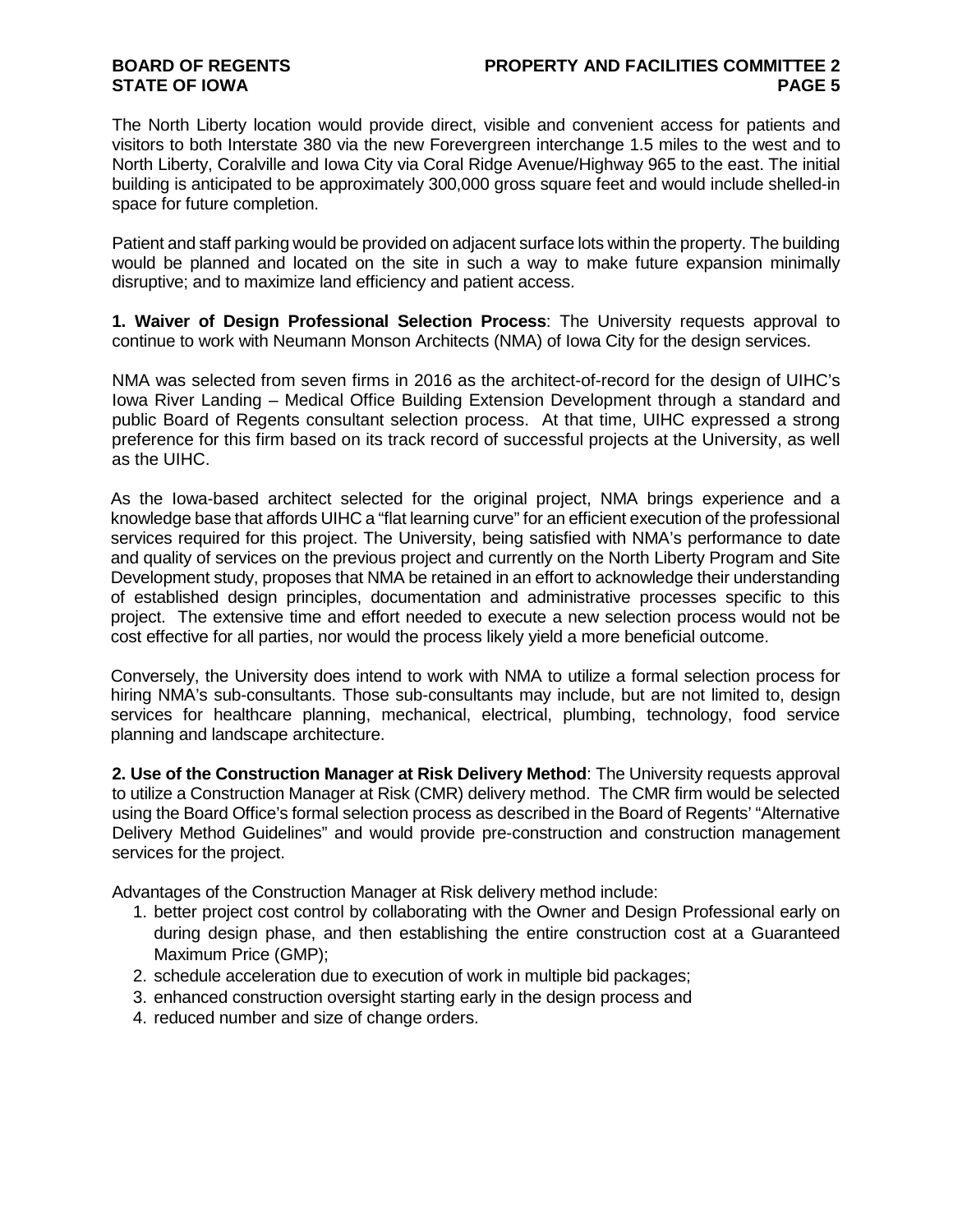The North Liberty location would provide direct, visible and convenient access for patients and visitors to both Interstate 380 via the new Forevergreen interchange 1.5 miles to the west and to North Liberty, Coralville and Iowa City via Coral Ridge Avenue/Highway 965 to the east. The initial building is anticipated to be approximately 300,000 gross square feet and would include shelled-in space for future completion.

Patient and staff parking would be provided on adjacent surface lots within the property. The building would be planned and located on the site in such a way to make future expansion minimally disruptive; and to maximize land efficiency and patient access.

**1. Waiver of Design Professional Selection Process**: The University requests approval to continue to work with Neumann Monson Architects (NMA) of Iowa City for the design services.

NMA was selected from seven firms in 2016 as the architect-of-record for the design of UIHC's Iowa River Landing – Medical Office Building Extension Development through a standard and public Board of Regents consultant selection process. At that time, UIHC expressed a strong preference for this firm based on its track record of successful projects at the University, as well as the UIHC.

As the Iowa-based architect selected for the original project, NMA brings experience and a knowledge base that affords UIHC a "flat learning curve" for an efficient execution of the professional services required for this project. The University, being satisfied with NMA's performance to date and quality of services on the previous project and currently on the North Liberty Program and Site Development study, proposes that NMA be retained in an effort to acknowledge their understanding of established design principles, documentation and administrative processes specific to this project. The extensive time and effort needed to execute a new selection process would not be cost effective for all parties, nor would the process likely yield a more beneficial outcome.

Conversely, the University does intend to work with NMA to utilize a formal selection process for hiring NMA's sub-consultants. Those sub-consultants may include, but are not limited to, design services for healthcare planning, mechanical, electrical, plumbing, technology, food service planning and landscape architecture.

**2. Use of the Construction Manager at Risk Delivery Method**: The University requests approval to utilize a Construction Manager at Risk (CMR) delivery method. The CMR firm would be selected using the Board Office's formal selection process as described in the Board of Regents' "Alternative Delivery Method Guidelines" and would provide pre-construction and construction management services for the project.

Advantages of the Construction Manager at Risk delivery method include:

1. better project cost control by collaborating with the Owner and Design Professional early on during design phase, and then establishing the entire construction cost at a Guaranteed Maximum Price (GMP);
2. schedule acceleration due to execution of work in multiple bid packages;
3. enhanced construction oversight starting early in the design process and
4. reduced number and size of change orders.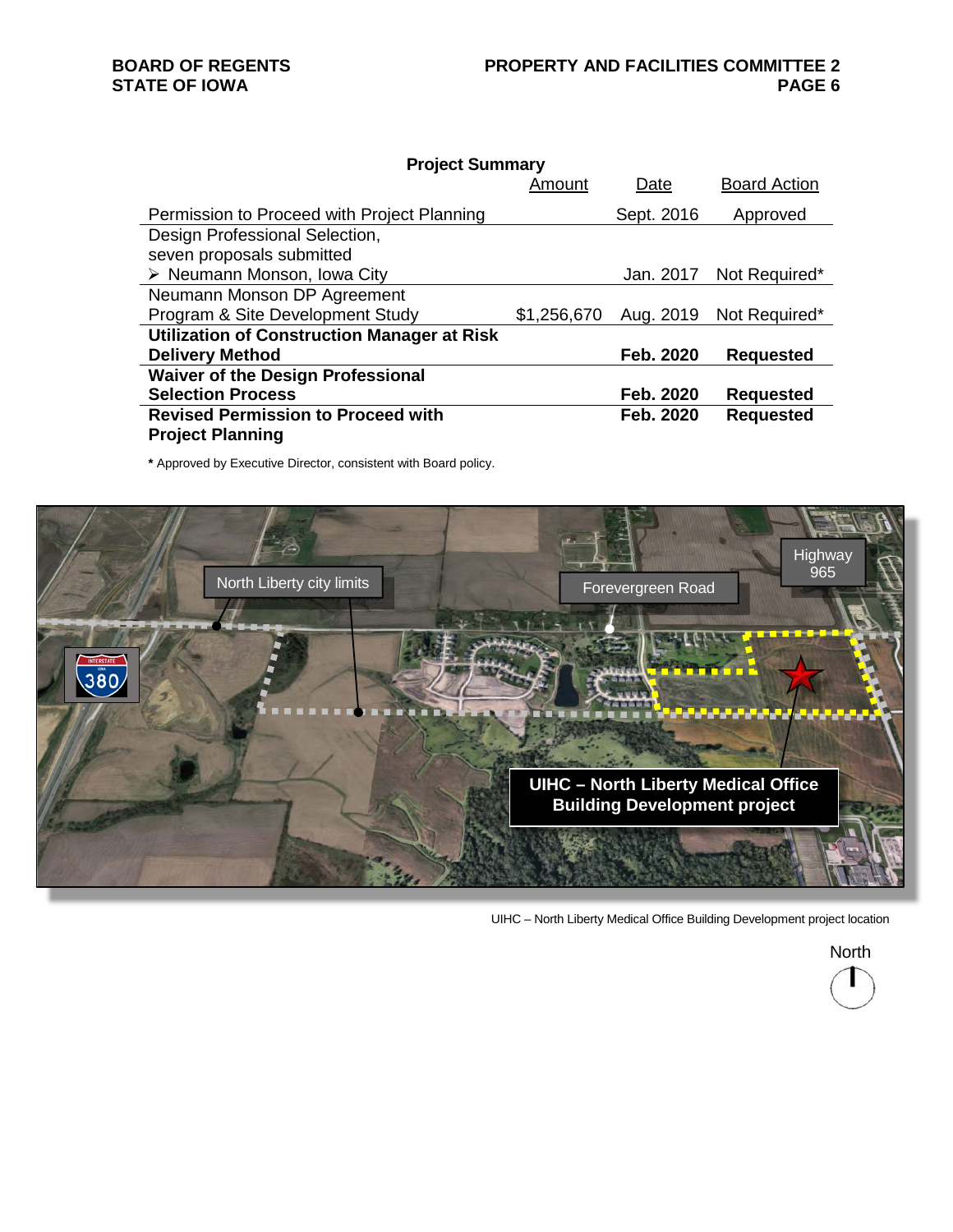**Project Summary**

| | Amount | Date | Board Action |
|---|---|---|---|
| Permission to Proceed with Project Planning | | Sept. 2016 | Approved |
| Design Professional Selection, seven proposals submitted<br>➢ Neumann Monson, Iowa City | | Jan. 2017 | Not Required* |
| Neumann Monson DP Agreement<br>Program & Site Development Study | $1,256,670 | Aug. 2019 | Not Required* |
| **Utilization of Construction Manager at Risk Delivery Method** | | **Feb. 2020** | **Requested** |
| **Waiver of the Design Professional Selection Process** | | **Feb. 2020** | **Requested** |
| **Revised Permission to Proceed with Project Planning** | | **Feb. 2020** | **Requested** |

**\*** Approved by Executive Director, consistent with Board policy.

UIHC – North Liberty Medical Office Building Development project location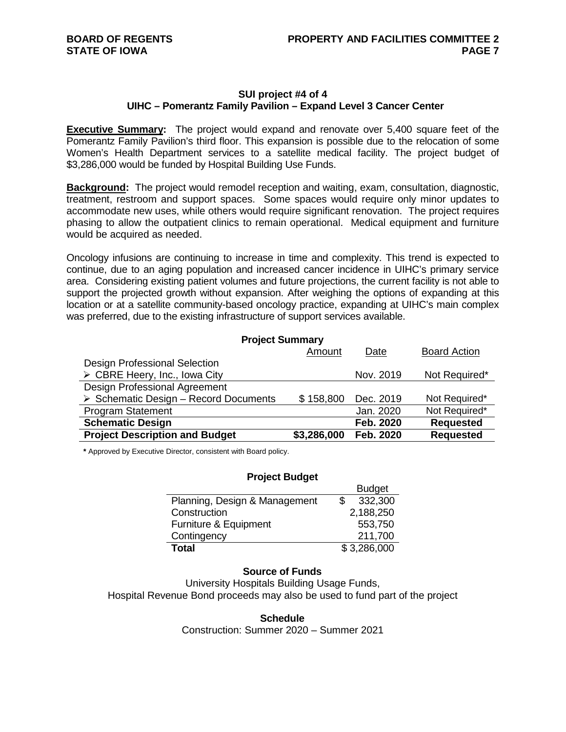**SUI project #4 of 4**
**UIHC – Pomerantz Family Pavilion – Expand Level 3 Cancer Center**

**Executive Summary:** The project would expand and renovate over 5,400 square feet of the Pomerantz Family Pavilion's third floor. This expansion is possible due to the relocation of some Women's Health Department services to a satellite medical facility. The project budget of $3,286,000 would be funded by Hospital Building Use Funds.

**Background:** The project would remodel reception and waiting, exam, consultation, diagnostic, treatment, restroom and support spaces. Some spaces would require only minor updates to accommodate new uses, while others would require significant renovation. The project requires phasing to allow the outpatient clinics to remain operational. Medical equipment and furniture would be acquired as needed.

Oncology infusions are continuing to increase in time and complexity. This trend is expected to continue, due to an aging population and increased cancer incidence in UIHC's primary service area. Considering existing patient volumes and future projections, the current facility is not able to support the projected growth without expansion. After weighing the options of expanding at this location or at a satellite community-based oncology practice, expanding at UIHC's main complex was preferred, due to the existing infrastructure of support services available.

**Project Summary**

| | Amount | Date | Board Action |
|---|---|---|---|
| Design Professional Selection | | | |
| ➢ CBRE Heery, Inc., Iowa City | | Nov. 2019 | Not Required* |
| Design Professional Agreement | | | |
| ➢ Schematic Design – Record Documents | $ 158,800 | Dec. 2019 | Not Required* |
| Program Statement | | Jan. 2020 | Not Required* |
| **Schematic Design** | | **Feb. 2020** | **Requested** |
| **Project Description and Budget** | **$3,286,000** | **Feb. 2020** | **Requested** |

**\*** Approved by Executive Director, consistent with Board policy.

**Project Budget**

| | Budget |
|---|---|
| Planning, Design & Management | $ 332,300 |
| Construction | 2,188,250 |
| Furniture & Equipment | 553,750 |
| Contingency | 211,700 |
| **Total** | $ 3,286,000 |

**Source of Funds**

University Hospitals Building Usage Funds,
Hospital Revenue Bond proceeds may also be used to fund part of the project

**Schedule**

Construction: Summer 2020 – Summer 2021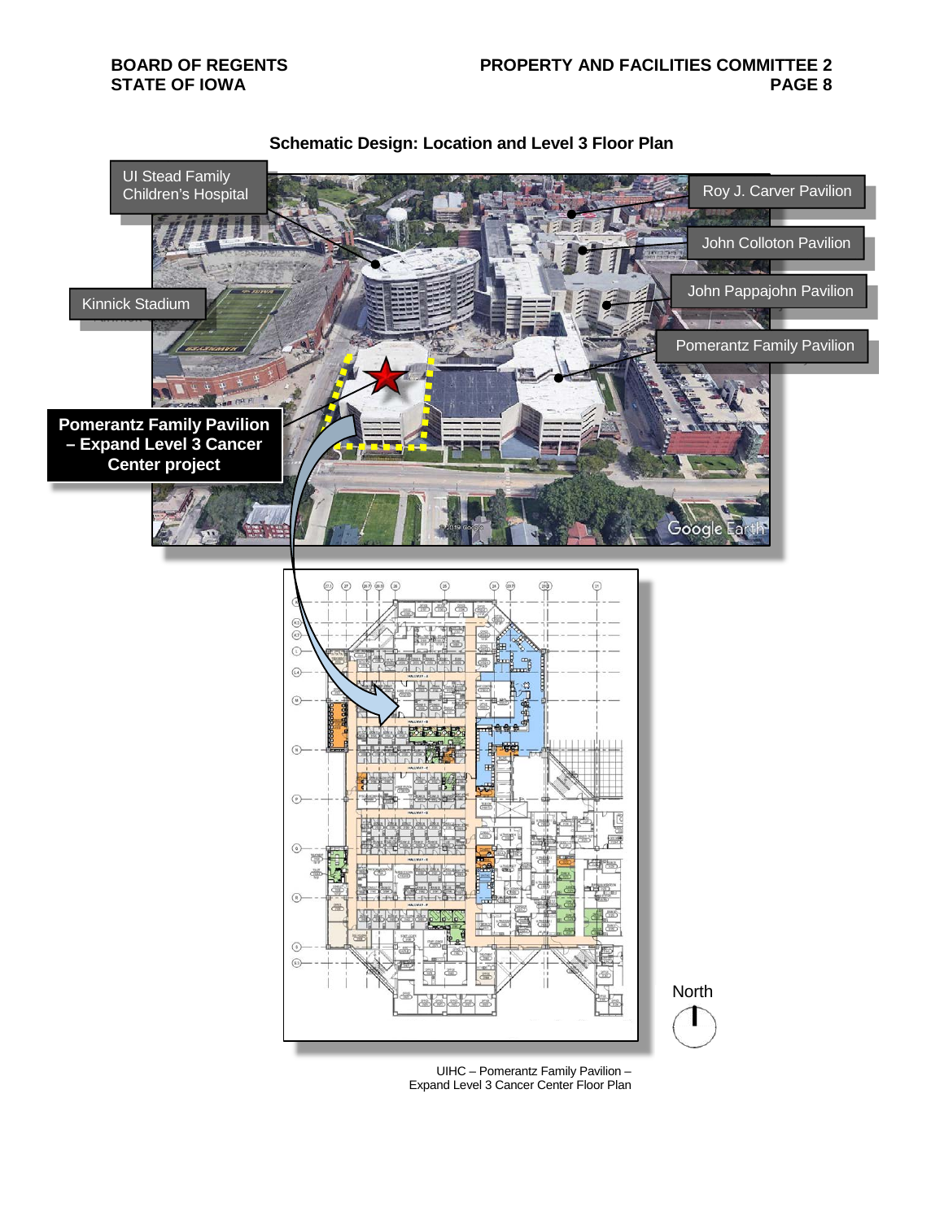## Schematic Design: Location and Level 3 Floor Plan

UI Stead Family Children's Hospital

Roy J. Carver Pavilion

John Colloton Pavilion

John Pappajohn Pavilion

Kinnick Stadium

Pomerantz Family Pavilion

**Pomerantz Family Pavilion – Expand Level 3 Cancer Center project**

North

UIHC – Pomerantz Family Pavilion – Expand Level 3 Cancer Center Floor Plan